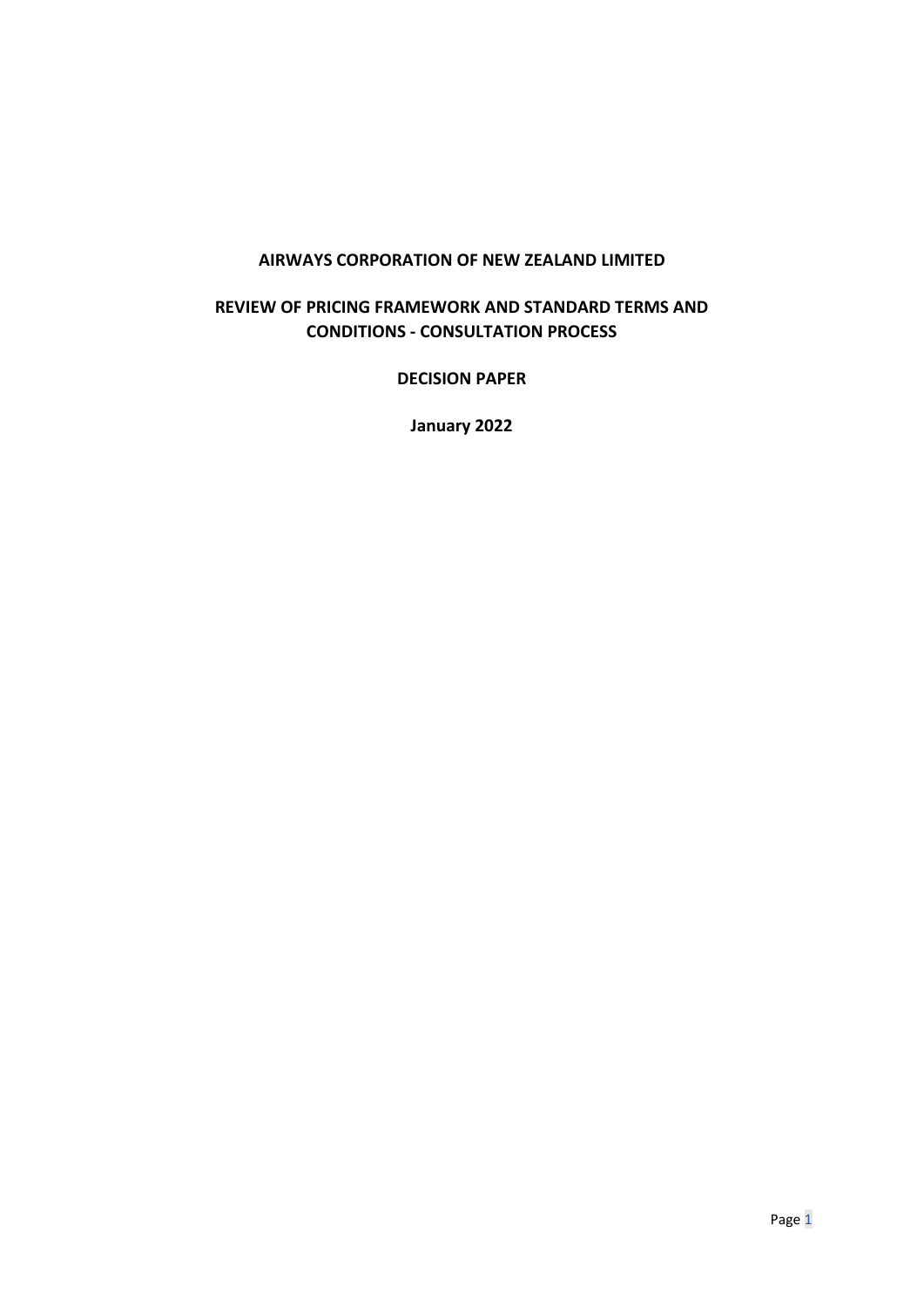# AIRWAYS CORPORATION OF NEW ZEALAND LIMITED

## REVIEW OF PRICING FRAMEWORK AND STANDARD TERMS AND CONDITIONS - CONSULTATION PROCESS

**DECISION PAPER**

**January 2022**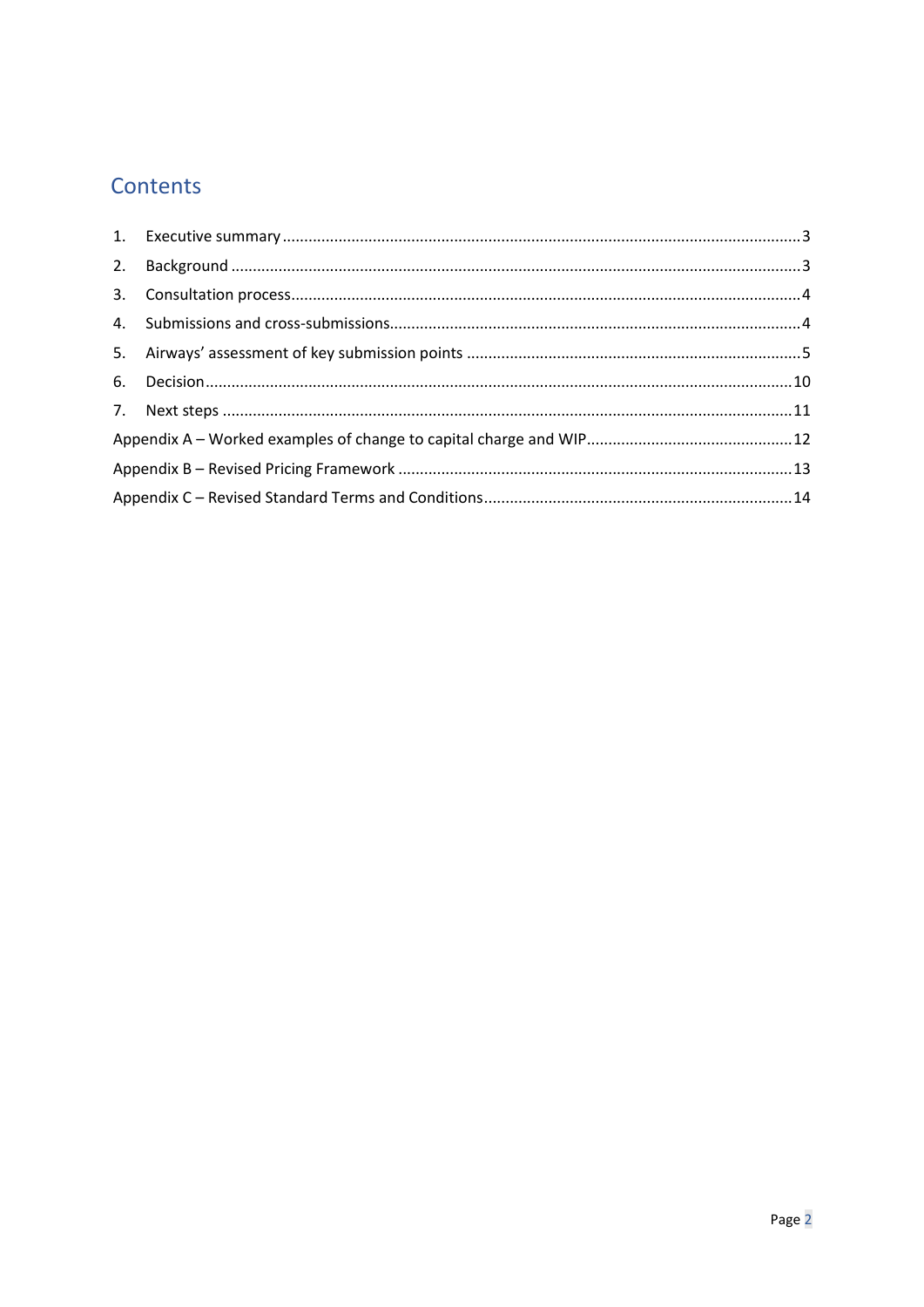# Contents

1. Executive summary ........................................................................................................ 3
2. Background ................................................................................................................... 3
3. Consultation process ..................................................................................................... 4
4. Submissions and cross-submissions ............................................................................... 4
5. Airways' assessment of key submission points ............................................................. 5
6. Decision ...................................................................................................................... 10
7. Next steps ................................................................................................................... 11

Appendix A – Worked examples of change to capital charge and WIP ................................ 12

Appendix B – Revised Pricing Framework ........................................................................... 13

Appendix C – Revised Standard Terms and Conditions ....................................................... 14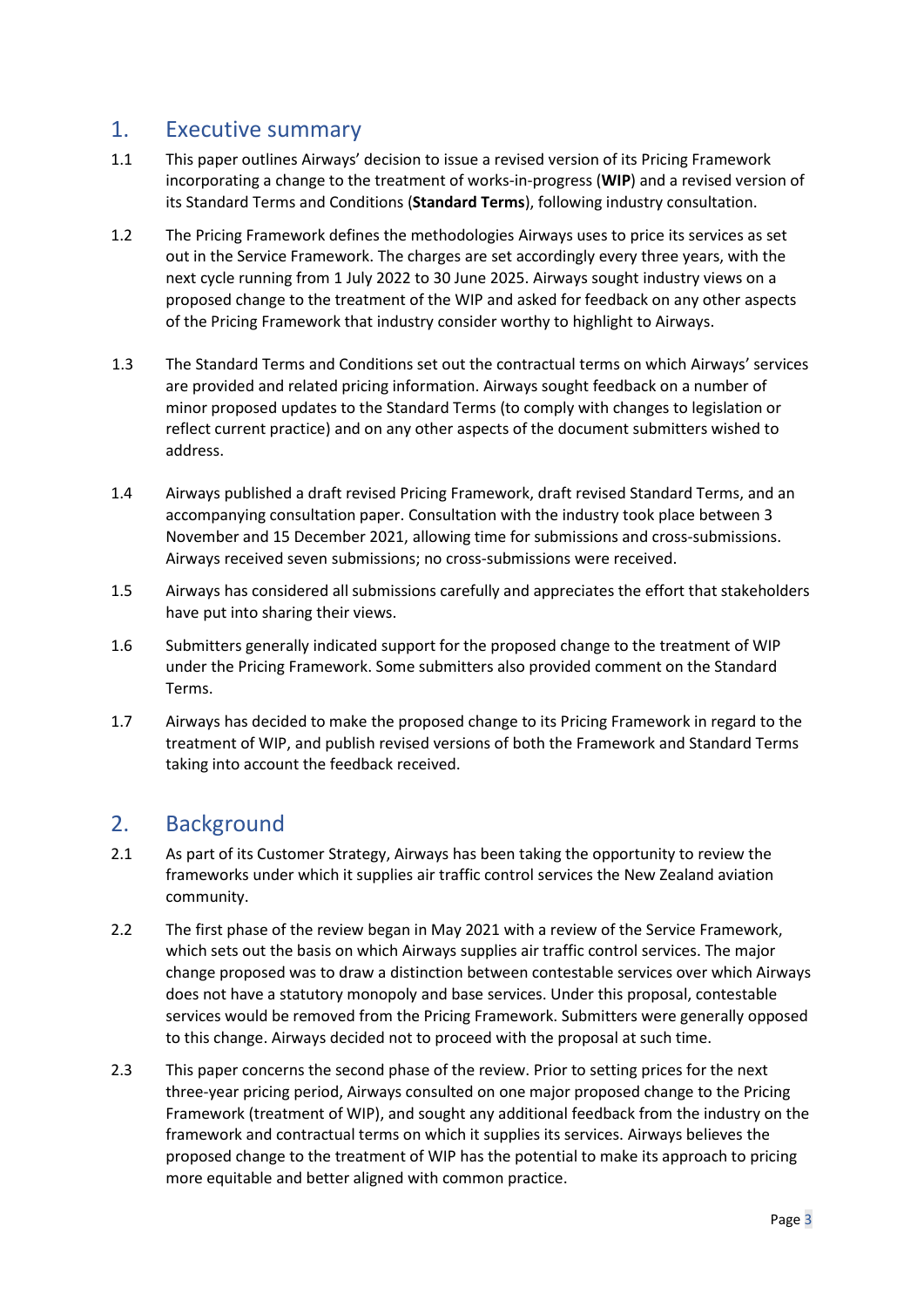## 1. Executive summary

1.1 This paper outlines Airways' decision to issue a revised version of its Pricing Framework incorporating a change to the treatment of works-in-progress (**WIP**) and a revised version of its Standard Terms and Conditions (**Standard Terms**), following industry consultation.

1.2 The Pricing Framework defines the methodologies Airways uses to price its services as set out in the Service Framework. The charges are set accordingly every three years, with the next cycle running from 1 July 2022 to 30 June 2025. Airways sought industry views on a proposed change to the treatment of the WIP and asked for feedback on any other aspects of the Pricing Framework that industry consider worthy to highlight to Airways.

1.3 The Standard Terms and Conditions set out the contractual terms on which Airways' services are provided and related pricing information. Airways sought feedback on a number of minor proposed updates to the Standard Terms (to comply with changes to legislation or reflect current practice) and on any other aspects of the document submitters wished to address.

1.4 Airways published a draft revised Pricing Framework, draft revised Standard Terms, and an accompanying consultation paper. Consultation with the industry took place between 3 November and 15 December 2021, allowing time for submissions and cross-submissions. Airways received seven submissions; no cross-submissions were received.

1.5 Airways has considered all submissions carefully and appreciates the effort that stakeholders have put into sharing their views.

1.6 Submitters generally indicated support for the proposed change to the treatment of WIP under the Pricing Framework. Some submitters also provided comment on the Standard Terms.

1.7 Airways has decided to make the proposed change to its Pricing Framework in regard to the treatment of WIP, and publish revised versions of both the Framework and Standard Terms taking into account the feedback received.

## 2. Background

2.1 As part of its Customer Strategy, Airways has been taking the opportunity to review the frameworks under which it supplies air traffic control services the New Zealand aviation community.

2.2 The first phase of the review began in May 2021 with a review of the Service Framework, which sets out the basis on which Airways supplies air traffic control services. The major change proposed was to draw a distinction between contestable services over which Airways does not have a statutory monopoly and base services. Under this proposal, contestable services would be removed from the Pricing Framework. Submitters were generally opposed to this change. Airways decided not to proceed with the proposal at such time.

2.3 This paper concerns the second phase of the review. Prior to setting prices for the next three-year pricing period, Airways consulted on one major proposed change to the Pricing Framework (treatment of WIP), and sought any additional feedback from the industry on the framework and contractual terms on which it supplies its services. Airways believes the proposed change to the treatment of WIP has the potential to make its approach to pricing more equitable and better aligned with common practice.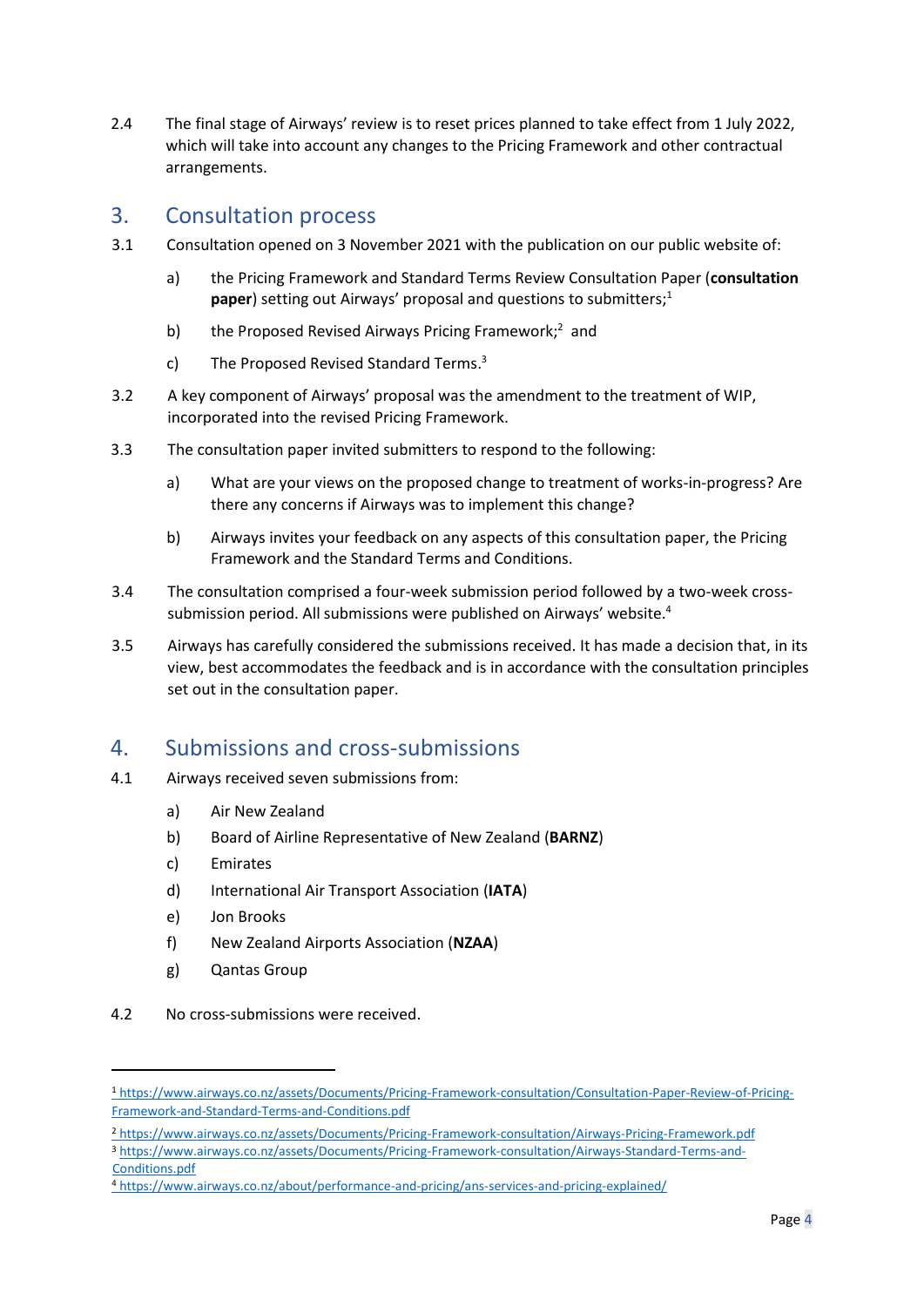2.4 The final stage of Airways' review is to reset prices planned to take effect from 1 July 2022, which will take into account any changes to the Pricing Framework and other contractual arrangements.

## 3. Consultation process

3.1 Consultation opened on 3 November 2021 with the publication on our public website of:

a) the Pricing Framework and Standard Terms Review Consultation Paper (**consultation paper**) setting out Airways' proposal and questions to submitters;[1]

b) the Proposed Revised Airways Pricing Framework;[2] and

c) The Proposed Revised Standard Terms.[3]

3.2 A key component of Airways' proposal was the amendment to the treatment of WIP, incorporated into the revised Pricing Framework.

3.3 The consultation paper invited submitters to respond to the following:

a) What are your views on the proposed change to treatment of works-in-progress? Are there any concerns if Airways was to implement this change?

b) Airways invites your feedback on any aspects of this consultation paper, the Pricing Framework and the Standard Terms and Conditions.

3.4 The consultation comprised a four-week submission period followed by a two-week cross-submission period. All submissions were published on Airways' website.[4]

3.5 Airways has carefully considered the submissions received. It has made a decision that, in its view, best accommodates the feedback and is in accordance with the consultation principles set out in the consultation paper.

## 4. Submissions and cross-submissions

4.1 Airways received seven submissions from:

a) Air New Zealand

b) Board of Airline Representative of New Zealand (**BARNZ**)

c) Emirates

d) International Air Transport Association (**IATA**)

e) Jon Brooks

f) New Zealand Airports Association (**NZAA**)

g) Qantas Group

4.2 No cross-submissions were received.

---

[1] https://www.airways.co.nz/assets/Documents/Pricing-Framework-consultation/Consultation-Paper-Review-of-Pricing-Framework-and-Standard-Terms-and-Conditions.pdf

[2] https://www.airways.co.nz/assets/Documents/Pricing-Framework-consultation/Airways-Pricing-Framework.pdf

[3] https://www.airways.co.nz/assets/Documents/Pricing-Framework-consultation/Airways-Standard-Terms-and-Conditions.pdf

[4] https://www.airways.co.nz/about/performance-and-pricing/ans-services-and-pricing-explained/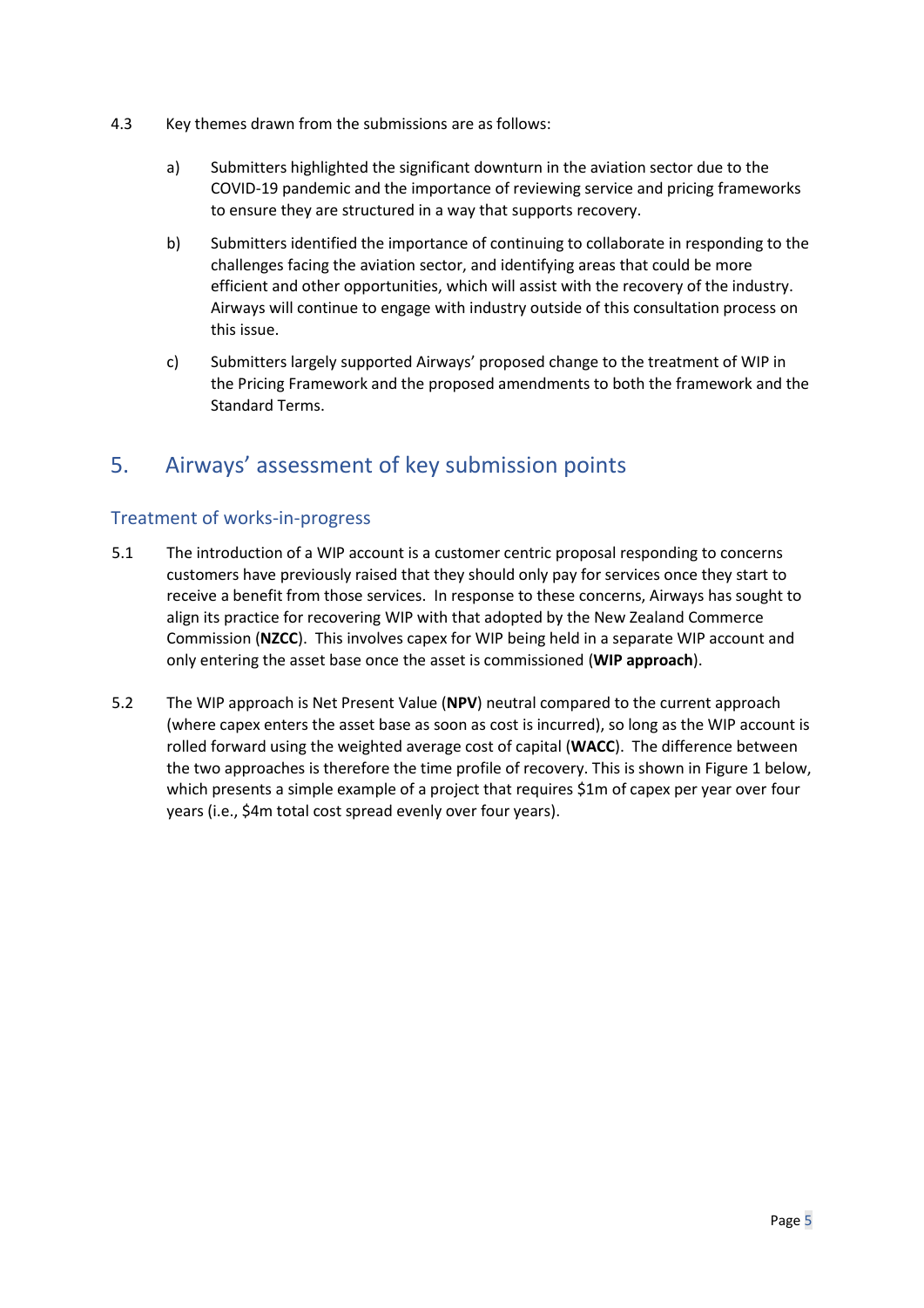4.3 Key themes drawn from the submissions are as follows:

a) Submitters highlighted the significant downturn in the aviation sector due to the COVID-19 pandemic and the importance of reviewing service and pricing frameworks to ensure they are structured in a way that supports recovery.

b) Submitters identified the importance of continuing to collaborate in responding to the challenges facing the aviation sector, and identifying areas that could be more efficient and other opportunities, which will assist with the recovery of the industry. Airways will continue to engage with industry outside of this consultation process on this issue.

c) Submitters largely supported Airways' proposed change to the treatment of WIP in the Pricing Framework and the proposed amendments to both the framework and the Standard Terms.

## 5. Airways' assessment of key submission points

### Treatment of works-in-progress

5.1 The introduction of a WIP account is a customer centric proposal responding to concerns customers have previously raised that they should only pay for services once they start to receive a benefit from those services. In response to these concerns, Airways has sought to align its practice for recovering WIP with that adopted by the New Zealand Commerce Commission (**NZCC**). This involves capex for WIP being held in a separate WIP account and only entering the asset base once the asset is commissioned (**WIP approach**).

5.2 The WIP approach is Net Present Value (**NPV**) neutral compared to the current approach (where capex enters the asset base as soon as cost is incurred), so long as the WIP account is rolled forward using the weighted average cost of capital (**WACC**). The difference between the two approaches is therefore the time profile of recovery. This is shown in Figure 1 below, which presents a simple example of a project that requires $1m of capex per year over four years (i.e., $4m total cost spread evenly over four years).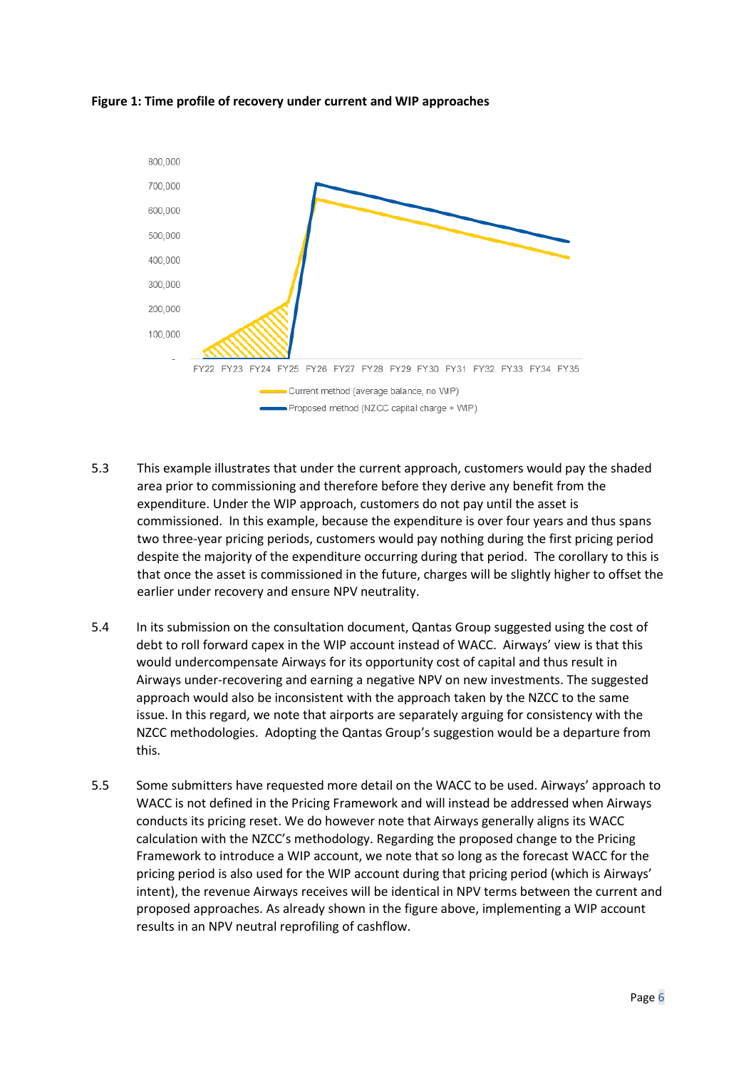**Figure 1: Time profile of recovery under current and WIP approaches**

5.3 This example illustrates that under the current approach, customers would pay the shaded area prior to commissioning and therefore before they derive any benefit from the expenditure. Under the WIP approach, customers do not pay until the asset is commissioned. In this example, because the expenditure is over four years and thus spans two three-year pricing periods, customers would pay nothing during the first pricing period despite the majority of the expenditure occurring during that period. The corollary to this is that once the asset is commissioned in the future, charges will be slightly higher to offset the earlier under recovery and ensure NPV neutrality.

5.4 In its submission on the consultation document, Qantas Group suggested using the cost of debt to roll forward capex in the WIP account instead of WACC. Airways' view is that this would undercompensate Airways for its opportunity cost of capital and thus result in Airways under-recovering and earning a negative NPV on new investments. The suggested approach would also be inconsistent with the approach taken by the NZCC to the same issue. In this regard, we note that airports are separately arguing for consistency with the NZCC methodologies. Adopting the Qantas Group's suggestion would be a departure from this.

5.5 Some submitters have requested more detail on the WACC to be used. Airways' approach to WACC is not defined in the Pricing Framework and will instead be addressed when Airways conducts its pricing reset. We do however note that Airways generally aligns its WACC calculation with the NZCC's methodology. Regarding the proposed change to the Pricing Framework to introduce a WIP account, we note that so long as the forecast WACC for the pricing period is also used for the WIP account during that pricing period (which is Airways' intent), the revenue Airways receives will be identical in NPV terms between the current and proposed approaches. As already shown in the figure above, implementing a WIP account results in an NPV neutral reprofiling of cashflow.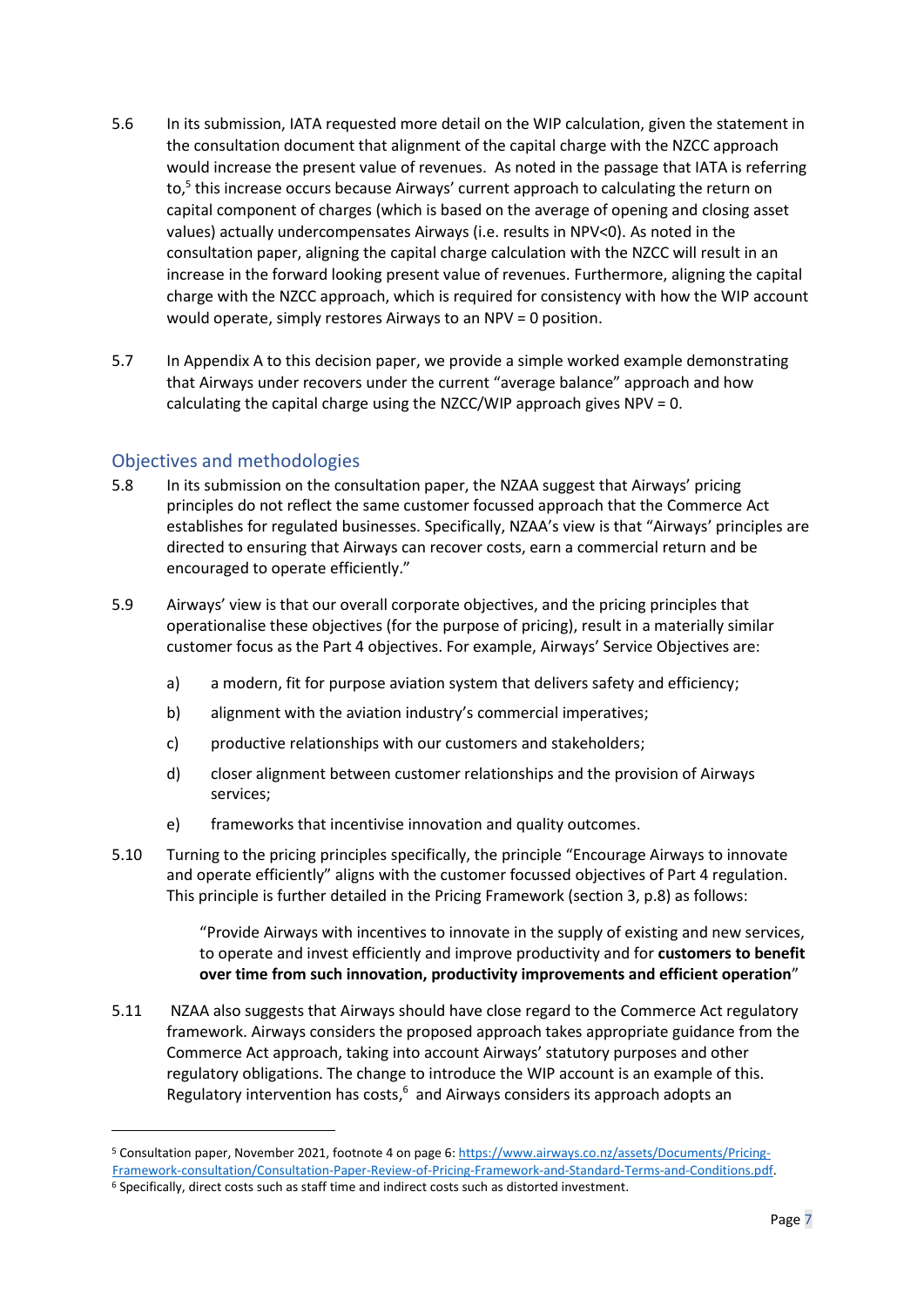5.6 In its submission, IATA requested more detail on the WIP calculation, given the statement in the consultation document that alignment of the capital charge with the NZCC approach would increase the present value of revenues. As noted in the passage that IATA is referring to,[5] this increase occurs because Airways' current approach to calculating the return on capital component of charges (which is based on the average of opening and closing asset values) actually undercompensates Airways (i.e. results in NPV<0). As noted in the consultation paper, aligning the capital charge calculation with the NZCC will result in an increase in the forward looking present value of revenues. Furthermore, aligning the capital charge with the NZCC approach, which is required for consistency with how the WIP account would operate, simply restores Airways to an NPV = 0 position.

5.7 In Appendix A to this decision paper, we provide a simple worked example demonstrating that Airways under recovers under the current "average balance" approach and how calculating the capital charge using the NZCC/WIP approach gives NPV = 0.

## Objectives and methodologies

5.8 In its submission on the consultation paper, the NZAA suggest that Airways' pricing principles do not reflect the same customer focussed approach that the Commerce Act establishes for regulated businesses. Specifically, NZAA's view is that "Airways' principles are directed to ensuring that Airways can recover costs, earn a commercial return and be encouraged to operate efficiently."

5.9 Airways' view is that our overall corporate objectives, and the pricing principles that operationalise these objectives (for the purpose of pricing), result in a materially similar customer focus as the Part 4 objectives. For example, Airways' Service Objectives are:

a) a modern, fit for purpose aviation system that delivers safety and efficiency;

b) alignment with the aviation industry's commercial imperatives;

c) productive relationships with our customers and stakeholders;

d) closer alignment between customer relationships and the provision of Airways services;

e) frameworks that incentivise innovation and quality outcomes.

5.10 Turning to the pricing principles specifically, the principle "Encourage Airways to innovate and operate efficiently" aligns with the customer focussed objectives of Part 4 regulation. This principle is further detailed in the Pricing Framework (section 3, p.8) as follows:

> "Provide Airways with incentives to innovate in the supply of existing and new services, to operate and invest efficiently and improve productivity and for **customers to benefit over time from such innovation, productivity improvements and efficient operation**"

5.11 NZAA also suggests that Airways should have close regard to the Commerce Act regulatory framework. Airways considers the proposed approach takes appropriate guidance from the Commerce Act approach, taking into account Airways' statutory purposes and other regulatory obligations. The change to introduce the WIP account is an example of this. Regulatory intervention has costs,[6] and Airways considers its approach adopts an

---

[5] Consultation paper, November 2021, footnote 4 on page 6: https://www.airways.co.nz/assets/Documents/Pricing-Framework-consultation/Consultation-Paper-Review-of-Pricing-Framework-and-Standard-Terms-and-Conditions.pdf.

[6] Specifically, direct costs such as staff time and indirect costs such as distorted investment.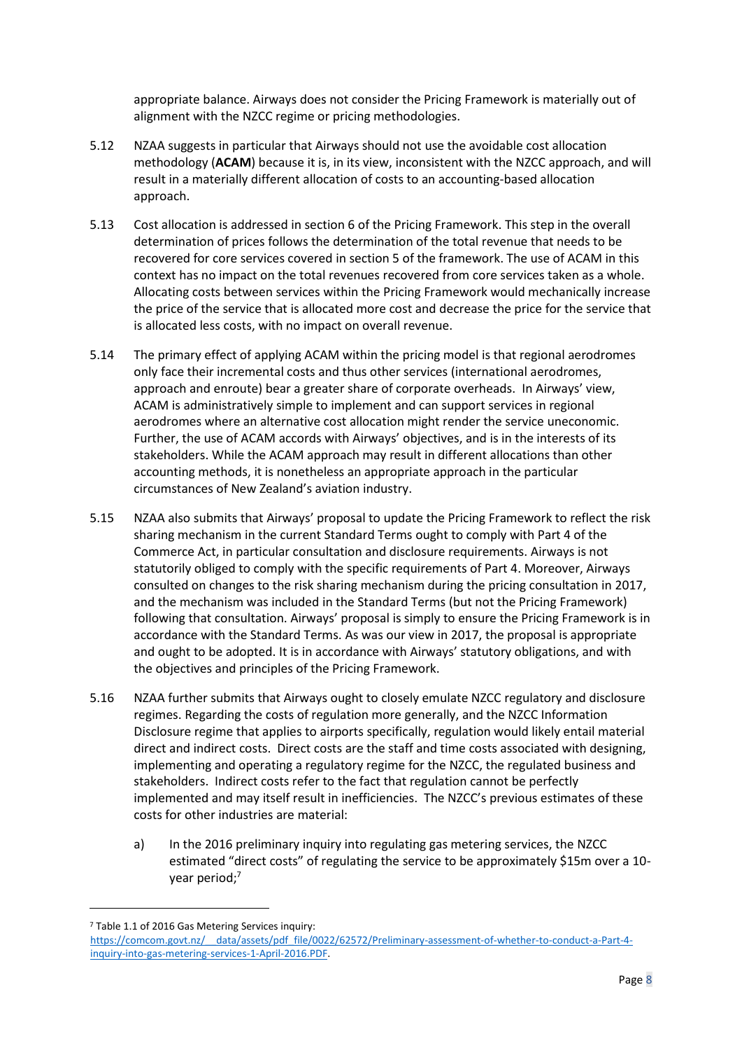appropriate balance. Airways does not consider the Pricing Framework is materially out of alignment with the NZCC regime or pricing methodologies.

5.12 NZAA suggests in particular that Airways should not use the avoidable cost allocation methodology (**ACAM**) because it is, in its view, inconsistent with the NZCC approach, and will result in a materially different allocation of costs to an accounting-based allocation approach.

5.13 Cost allocation is addressed in section 6 of the Pricing Framework. This step in the overall determination of prices follows the determination of the total revenue that needs to be recovered for core services covered in section 5 of the framework. The use of ACAM in this context has no impact on the total revenues recovered from core services taken as a whole. Allocating costs between services within the Pricing Framework would mechanically increase the price of the service that is allocated more cost and decrease the price for the service that is allocated less costs, with no impact on overall revenue.

5.14 The primary effect of applying ACAM within the pricing model is that regional aerodromes only face their incremental costs and thus other services (international aerodromes, approach and enroute) bear a greater share of corporate overheads. In Airways' view, ACAM is administratively simple to implement and can support services in regional aerodromes where an alternative cost allocation might render the service uneconomic. Further, the use of ACAM accords with Airways' objectives, and is in the interests of its stakeholders. While the ACAM approach may result in different allocations than other accounting methods, it is nonetheless an appropriate approach in the particular circumstances of New Zealand's aviation industry.

5.15 NZAA also submits that Airways' proposal to update the Pricing Framework to reflect the risk sharing mechanism in the current Standard Terms ought to comply with Part 4 of the Commerce Act, in particular consultation and disclosure requirements. Airways is not statutorily obliged to comply with the specific requirements of Part 4. Moreover, Airways consulted on changes to the risk sharing mechanism during the pricing consultation in 2017, and the mechanism was included in the Standard Terms (but not the Pricing Framework) following that consultation. Airways' proposal is simply to ensure the Pricing Framework is in accordance with the Standard Terms. As was our view in 2017, the proposal is appropriate and ought to be adopted. It is in accordance with Airways' statutory obligations, and with the objectives and principles of the Pricing Framework.

5.16 NZAA further submits that Airways ought to closely emulate NZCC regulatory and disclosure regimes. Regarding the costs of regulation more generally, and the NZCC Information Disclosure regime that applies to airports specifically, regulation would likely entail material direct and indirect costs. Direct costs are the staff and time costs associated with designing, implementing and operating a regulatory regime for the NZCC, the regulated business and stakeholders. Indirect costs refer to the fact that regulation cannot be perfectly implemented and may itself result in inefficiencies. The NZCC's previous estimates of these costs for other industries are material:

a) In the 2016 preliminary inquiry into regulating gas metering services, the NZCC estimated "direct costs" of regulating the service to be approximately \$15m over a 10-year period;[7]

---

[7] Table 1.1 of 2016 Gas Metering Services inquiry: https://comcom.govt.nz/__data/assets/pdf_file/0022/62572/Preliminary-assessment-of-whether-to-conduct-a-Part-4-inquiry-into-gas-metering-services-1-April-2016.PDF.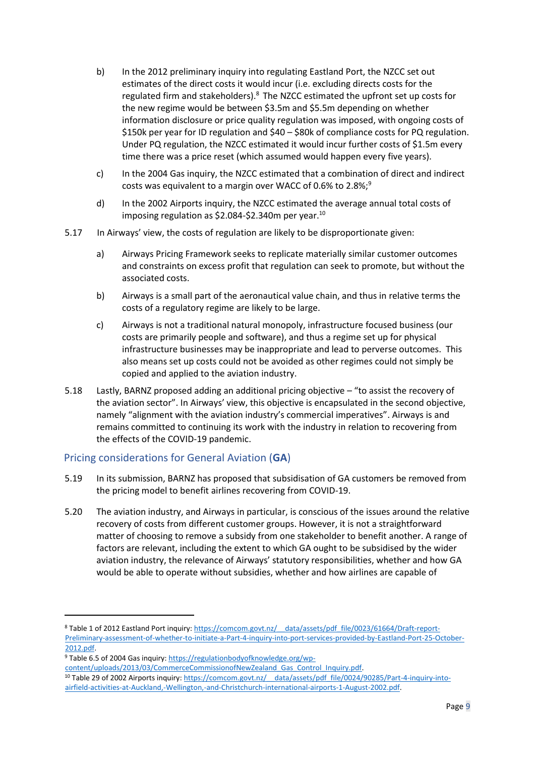b) In the 2012 preliminary inquiry into regulating Eastland Port, the NZCC set out estimates of the direct costs it would incur (i.e. excluding directs costs for the regulated firm and stakeholders).[8] The NZCC estimated the upfront set up costs for the new regime would be between $3.5m and $5.5m depending on whether information disclosure or price quality regulation was imposed, with ongoing costs of $150k per year for ID regulation and $40 – $80k of compliance costs for PQ regulation. Under PQ regulation, the NZCC estimated it would incur further costs of $1.5m every time there was a price reset (which assumed would happen every five years).

c) In the 2004 Gas inquiry, the NZCC estimated that a combination of direct and indirect costs was equivalent to a margin over WACC of 0.6% to 2.8%;[9]

d) In the 2002 Airports inquiry, the NZCC estimated the average annual total costs of imposing regulation as $2.084-$2.340m per year.[10]

5.17 In Airways' view, the costs of regulation are likely to be disproportionate given:

a) Airways Pricing Framework seeks to replicate materially similar customer outcomes and constraints on excess profit that regulation can seek to promote, but without the associated costs.

b) Airways is a small part of the aeronautical value chain, and thus in relative terms the costs of a regulatory regime are likely to be large.

c) Airways is not a traditional natural monopoly, infrastructure focused business (our costs are primarily people and software), and thus a regime set up for physical infrastructure businesses may be inappropriate and lead to perverse outcomes. This also means set up costs could not be avoided as other regimes could not simply be copied and applied to the aviation industry.

5.18 Lastly, BARNZ proposed adding an additional pricing objective – "to assist the recovery of the aviation sector". In Airways' view, this objective is encapsulated in the second objective, namely "alignment with the aviation industry's commercial imperatives". Airways is and remains committed to continuing its work with the industry in relation to recovering from the effects of the COVID-19 pandemic.

## Pricing considerations for General Aviation (**GA**)

5.19 In its submission, BARNZ has proposed that subsidisation of GA customers be removed from the pricing model to benefit airlines recovering from COVID-19.

5.20 The aviation industry, and Airways in particular, is conscious of the issues around the relative recovery of costs from different customer groups. However, it is not a straightforward matter of choosing to remove a subsidy from one stakeholder to benefit another. A range of factors are relevant, including the extent to which GA ought to be subsidised by the wider aviation industry, the relevance of Airways' statutory responsibilities, whether and how GA would be able to operate without subsidies, whether and how airlines are capable of

---

[8] Table 1 of 2012 Eastland Port inquiry: https://comcom.govt.nz/__data/assets/pdf_file/0023/61664/Draft-report-Preliminary-assessment-of-whether-to-initiate-a-Part-4-inquiry-into-port-services-provided-by-Eastland-Port-25-October-2012.pdf.

[9] Table 6.5 of 2004 Gas inquiry: https://regulationbodyofknowledge.org/wp-content/uploads/2013/03/CommerceCommissionofNewZealand_Gas_Control_Inquiry.pdf.

[10] Table 29 of 2002 Airports inquiry: https://comcom.govt.nz/__data/assets/pdf_file/0024/90285/Part-4-inquiry-into-airfield-activities-at-Auckland,-Wellington,-and-Christchurch-international-airports-1-August-2002.pdf.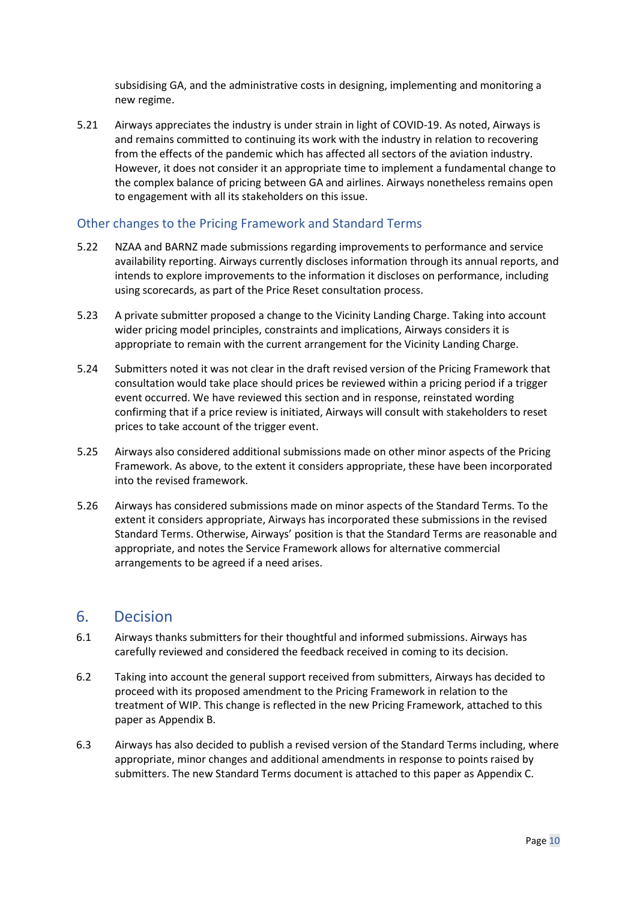subsidising GA, and the administrative costs in designing, implementing and monitoring a new regime.

5.21 Airways appreciates the industry is under strain in light of COVID-19. As noted, Airways is and remains committed to continuing its work with the industry in relation to recovering from the effects of the pandemic which has affected all sectors of the aviation industry. However, it does not consider it an appropriate time to implement a fundamental change to the complex balance of pricing between GA and airlines. Airways nonetheless remains open to engagement with all its stakeholders on this issue.

### Other changes to the Pricing Framework and Standard Terms

5.22 NZAA and BARNZ made submissions regarding improvements to performance and service availability reporting. Airways currently discloses information through its annual reports, and intends to explore improvements to the information it discloses on performance, including using scorecards, as part of the Price Reset consultation process.

5.23 A private submitter proposed a change to the Vicinity Landing Charge. Taking into account wider pricing model principles, constraints and implications, Airways considers it is appropriate to remain with the current arrangement for the Vicinity Landing Charge.

5.24 Submitters noted it was not clear in the draft revised version of the Pricing Framework that consultation would take place should prices be reviewed within a pricing period if a trigger event occurred. We have reviewed this section and in response, reinstated wording confirming that if a price review is initiated, Airways will consult with stakeholders to reset prices to take account of the trigger event.

5.25 Airways also considered additional submissions made on other minor aspects of the Pricing Framework. As above, to the extent it considers appropriate, these have been incorporated into the revised framework.

5.26 Airways has considered submissions made on minor aspects of the Standard Terms. To the extent it considers appropriate, Airways has incorporated these submissions in the revised Standard Terms. Otherwise, Airways' position is that the Standard Terms are reasonable and appropriate, and notes the Service Framework allows for alternative commercial arrangements to be agreed if a need arises.

## 6. Decision

6.1 Airways thanks submitters for their thoughtful and informed submissions. Airways has carefully reviewed and considered the feedback received in coming to its decision.

6.2 Taking into account the general support received from submitters, Airways has decided to proceed with its proposed amendment to the Pricing Framework in relation to the treatment of WIP. This change is reflected in the new Pricing Framework, attached to this paper as Appendix B.

6.3 Airways has also decided to publish a revised version of the Standard Terms including, where appropriate, minor changes and additional amendments in response to points raised by submitters. The new Standard Terms document is attached to this paper as Appendix C.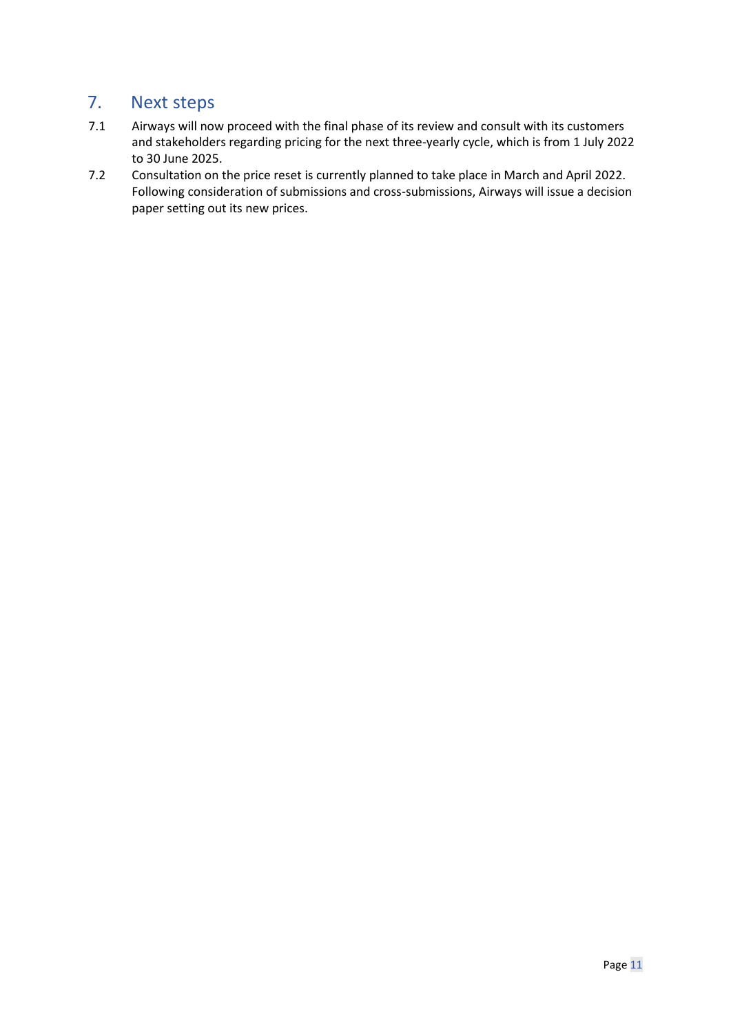## 7. Next steps

7.1 Airways will now proceed with the final phase of its review and consult with its customers and stakeholders regarding pricing for the next three-yearly cycle, which is from 1 July 2022 to 30 June 2025.

7.2 Consultation on the price reset is currently planned to take place in March and April 2022. Following consideration of submissions and cross-submissions, Airways will issue a decision paper setting out its new prices.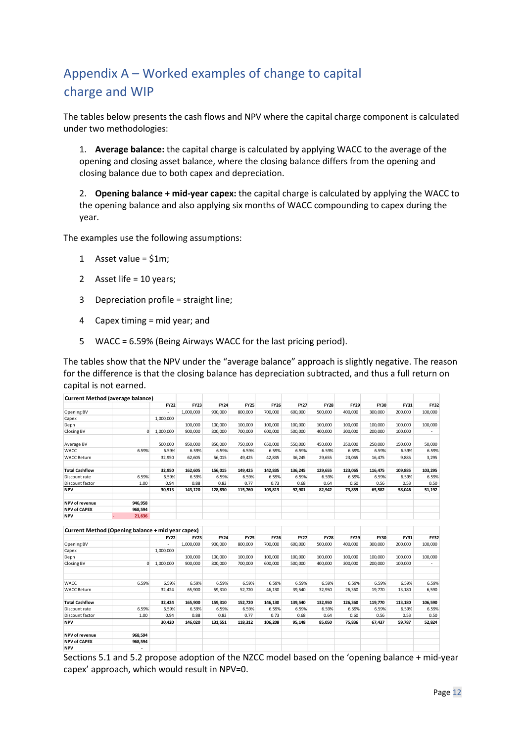# Appendix A – Worked examples of change to capital charge and WIP

The tables below presents the cash flows and NPV where the capital charge component is calculated under two methodologies:

1. **Average balance:** the capital charge is calculated by applying WACC to the average of the opening and closing asset balance, where the closing balance differs from the opening and closing balance due to both capex and depreciation.

2. **Opening balance + mid-year capex:** the capital charge is calculated by applying the WACC to the opening balance and also applying six months of WACC compounding to capex during the year.

The examples use the following assumptions:

1 Asset value = $1m;

2 Asset life = 10 years;

3 Depreciation profile = straight line;

4 Capex timing = mid year; and

5 WACC = 6.59% (Being Airways WACC for the last pricing period).

The tables show that the NPV under the “average balance” approach is slightly negative. The reason for the difference is that the closing balance has depreciation subtracted, and thus a full return on capital is not earned.

| **Current Method (average balance)** | | | | | | | | | | | | |
|---|---|---|---|---|---|---|---|---|---|---|---|---|
| | | **FY22** | **FY23** | **FY24** | **FY25** | **FY26** | **FY27** | **FY28** | **FY29** | **FY30** | **FY31** | **FY32** |
| Opening BV | | - | 1,000,000 | 900,000 | 800,000 | 700,000 | 600,000 | 500,000 | 400,000 | 300,000 | 200,000 | 100,000 |
| Capex | | 1,000,000 | | | | | | | | | | |
| Depn | | | 100,000 | 100,000 | 100,000 | 100,000 | 100,000 | 100,000 | 100,000 | 100,000 | 100,000 | 100,000 |
| Closing BV | 0 | 1,000,000 | 900,000 | 800,000 | 700,000 | 600,000 | 500,000 | 400,000 | 300,000 | 200,000 | 100,000 | - |
| | | | | | | | | | | | | |
| Average BV | | 500,000 | 950,000 | 850,000 | 750,000 | 650,000 | 550,000 | 450,000 | 350,000 | 250,000 | 150,000 | 50,000 |
| WACC | 6.59% | 6.59% | 6.59% | 6.59% | 6.59% | 6.59% | 6.59% | 6.59% | 6.59% | 6.59% | 6.59% | 6.59% |
| WACC Return | | 32,950 | 62,605 | 56,015 | 49,425 | 42,835 | 36,245 | 29,655 | 23,065 | 16,475 | 9,885 | 3,295 |
| | | | | | | | | | | | | |
| **Total Cashflow** | | **32,950** | **162,605** | **156,015** | **149,425** | **142,835** | **136,245** | **129,655** | **123,065** | **116,475** | **109,885** | **103,295** |
| Discount rate | 6.59% | 6.59% | 6.59% | 6.59% | 6.59% | 6.59% | 6.59% | 6.59% | 6.59% | 6.59% | 6.59% | 6.59% |
| Discount factor | 1.00 | 0.94 | 0.88 | 0.83 | 0.77 | 0.73 | 0.68 | 0.64 | 0.60 | 0.56 | 0.53 | 0.50 |
| **NPV** | | **30,913** | **143,120** | **128,830** | **115,760** | **103,813** | **92,901** | **82,942** | **73,859** | **65,582** | **58,046** | **51,192** |
| | | | | | | | | | | | | |
| **NPV of revenue** | **946,958** | | | | | | | | | | | |
| **NPV of CAPEX** | **968,594** | | | | | | | | | | | |
| **NPV** | **- 21,636** | | | | | | | | | | | |

| **Current Method (Opening balance + mid year capex)** | | | | | | | | | | | | |
|---|---|---|---|---|---|---|---|---|---|---|---|---|
| | | **FY22** | **FY23** | **FY24** | **FY25** | **FY26** | **FY27** | **FY28** | **FY29** | **FY30** | **FY31** | **FY32** |
| Opening BV | | - | 1,000,000 | 900,000 | 800,000 | 700,000 | 600,000 | 500,000 | 400,000 | 300,000 | 200,000 | 100,000 |
| Capex | | 1,000,000 | | | | | | | | | | |
| Depn | | | 100,000 | 100,000 | 100,000 | 100,000 | 100,000 | 100,000 | 100,000 | 100,000 | 100,000 | 100,000 |
| Closing BV | 0 | 1,000,000 | 900,000 | 800,000 | 700,000 | 600,000 | 500,000 | 400,000 | 300,000 | 200,000 | 100,000 | - |
| | | | | | | | | | | | | |
| WACC | 6.59% | 6.59% | 6.59% | 6.59% | 6.59% | 6.59% | 6.59% | 6.59% | 6.59% | 6.59% | 6.59% | 6.59% |
| WACC Return | | 32,424 | 65,900 | 59,310 | 52,720 | 46,130 | 39,540 | 32,950 | 26,360 | 19,770 | 13,180 | 6,590 |
| | | | | | | | | | | | | |
| **Total Cashflow** | | **32,424** | **165,900** | **159,310** | **152,720** | **146,130** | **139,540** | **132,950** | **126,360** | **119,770** | **113,180** | **106,590** |
| Discount rate | 6.59% | 6.59% | 6.59% | 6.59% | 6.59% | 6.59% | 6.59% | 6.59% | 6.59% | 6.59% | 6.59% | 6.59% |
| Discount factor | 1.00 | 0.94 | 0.88 | 0.83 | 0.77 | 0.73 | 0.68 | 0.64 | 0.60 | 0.56 | 0.53 | 0.50 |
| **NPV** | | **30,420** | **146,020** | **131,551** | **118,312** | **106,208** | **95,148** | **85,050** | **75,836** | **67,437** | **59,787** | **52,824** |
| | | | | | | | | | | | | |
| **NPV of revenue** | **968,594** | | | | | | | | | | | |
| **NPV of CAPEX** | **968,594** | | | | | | | | | | | |
| **NPV** | **-** | | | | | | | | | | | |

Sections 5.1 and 5.2 propose adoption of the NZCC model based on the ‘opening balance + mid-year capex’ approach, which would result in NPV=0.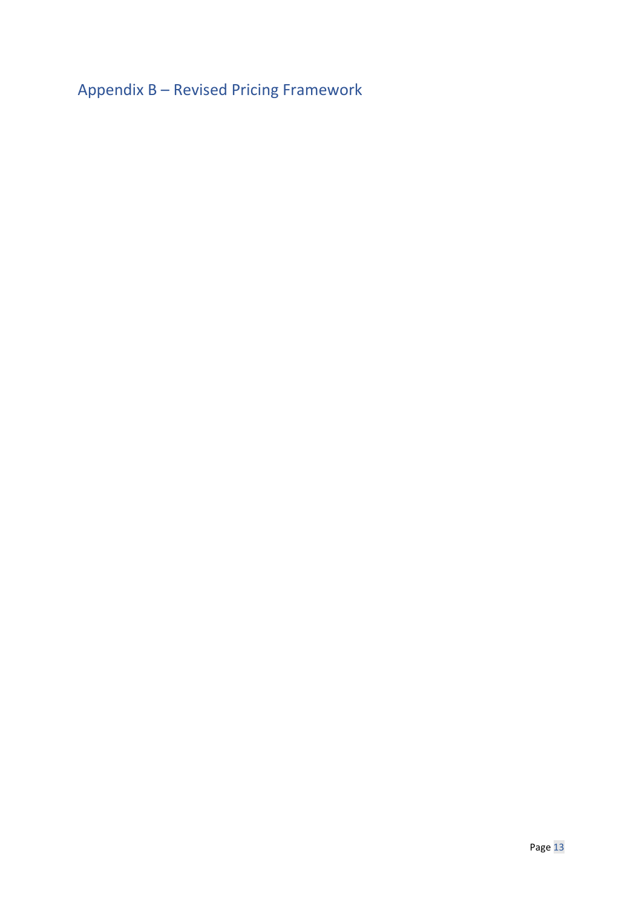## Appendix B – Revised Pricing Framework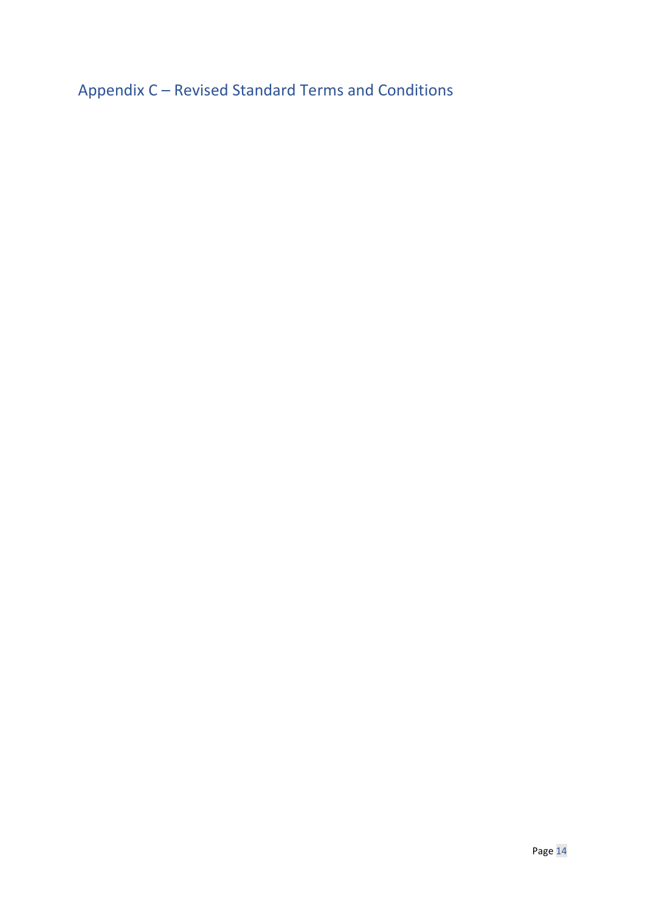## Appendix C – Revised Standard Terms and Conditions